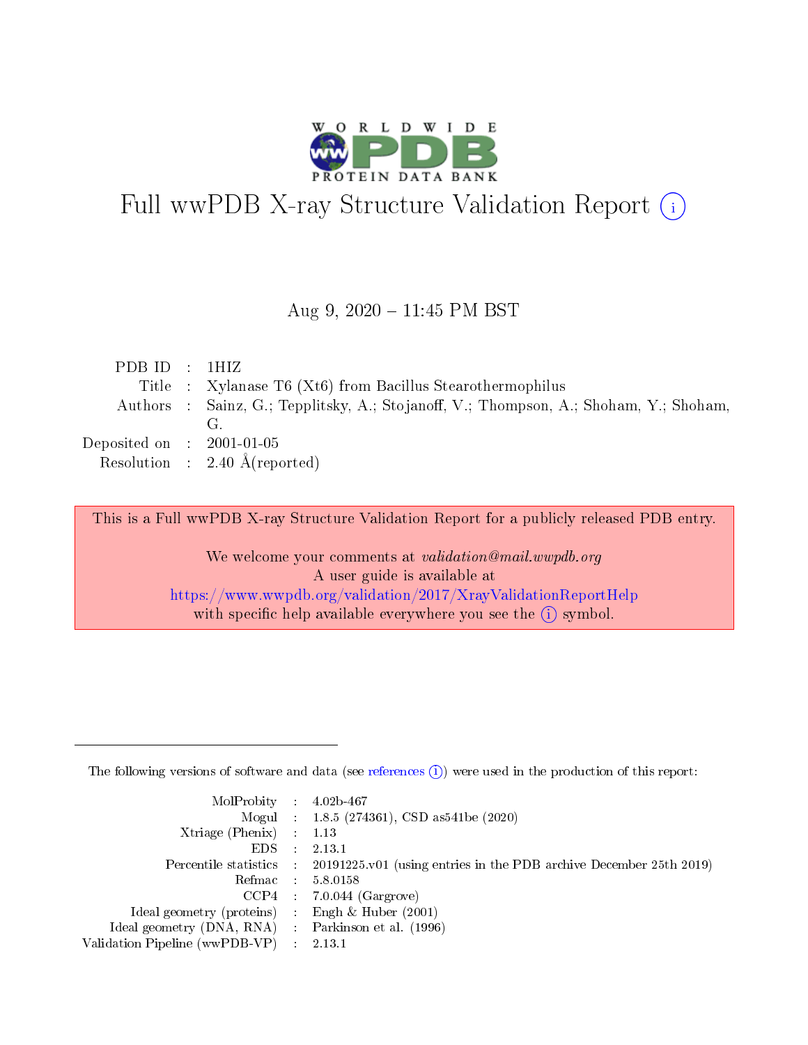# Full wwPDB X-ray Structure Validation Report

Aug 9, 2020 – 11:45 PM BST

| | | |
|---|---|---|
| PDB ID | : | 1HIZ |
| Title | : | Xylanase T6 (Xt6) from Bacillus Stearothermophilus |
| Authors | : | Sainz, G.; Tepplitsky, A.; Stojanoff, V.; Thompson, A.; Shoham, Y.; Shoham, G. |
| Deposited on | : | 2001-01-05 |
| Resolution | : | 2.40 Å(reported) |

This is a Full wwPDB X-ray Structure Validation Report for a publicly released PDB entry.

We welcome your comments at *validation@mail.wwpdb.org*
A user guide is available at
https://www.wwpdb.org/validation/2017/XrayValidationReportHelp
with specific help available everywhere you see the (i) symbol.

---

The following versions of software and data (see references (i)) were used in the production of this report:

| | | |
|---|---|---|
| MolProbity | : | 4.02b-467 |
| Mogul | : | 1.8.5 (274361), CSD as541be (2020) |
| Xtriage (Phenix) | : | 1.13 |
| EDS | : | 2.13.1 |
| Percentile statistics | : | 20191225.v01 (using entries in the PDB archive December 25th 2019) |
| Refmac | : | 5.8.0158 |
| CCP4 | : | 7.0.044 (Gargrove) |
| Ideal geometry (proteins) | : | Engh & Huber (2001) |
| Ideal geometry (DNA, RNA) | : | Parkinson et al. (1996) |
| Validation Pipeline (wwPDB-VP) | : | 2.13.1 |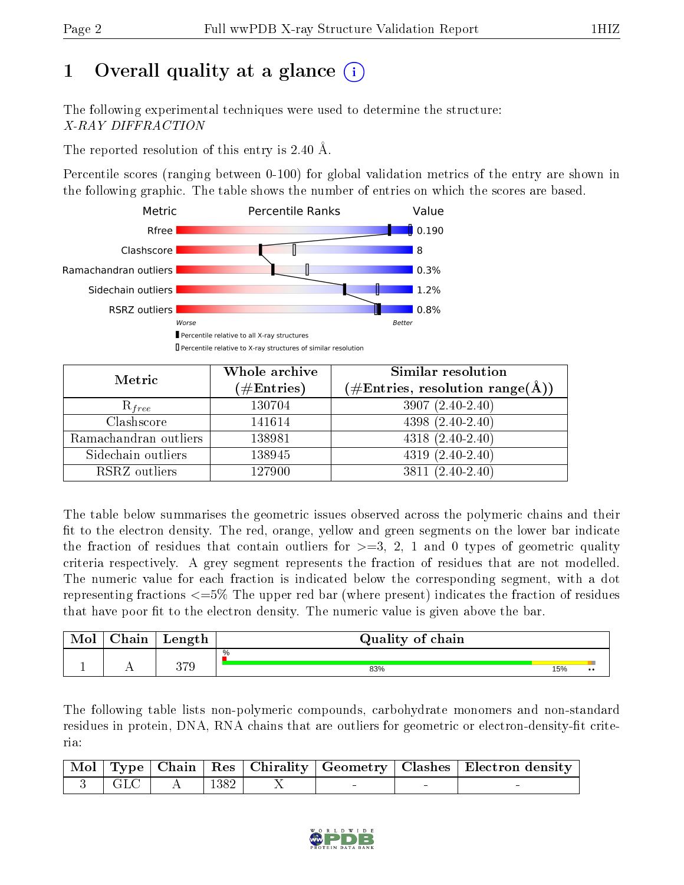# 1 Overall quality at a glance

The following experimental techniques were used to determine the structure:
*X-RAY DIFFRACTION*

The reported resolution of this entry is 2.40 Å.

Percentile scores (ranging between 0-100) for global validation metrics of the entry are shown in the following graphic. The table shows the number of entries on which the scores are based.

| Metric | Value |
|---|---|
| Rfree | 0.190 |
| Clashscore | 8 |
| Ramachandran outliers | 0.3% |
| Sidechain outliers | 1.2% |
| RSRZ outliers | 0.8% |

| Metric | Whole archive (#Entries) | Similar resolution (#Entries, resolution range(Å)) |
|---|---|---|
| $R_{free}$ | 130704 | 3907 (2.40-2.40) |
| Clashscore | 141614 | 4398 (2.40-2.40) |
| Ramachandran outliers | 138981 | 4318 (2.40-2.40) |
| Sidechain outliers | 138945 | 4319 (2.40-2.40) |
| RSRZ outliers | 127900 | 3811 (2.40-2.40) |

The table below summarises the geometric issues observed across the polymeric chains and their fit to the electron density. The red, orange, yellow and green segments on the lower bar indicate the fraction of residues that contain outliers for >=3, 2, 1 and 0 types of geometric quality criteria respectively. A grey segment represents the fraction of residues that are not modelled. The numeric value for each fraction is indicated below the corresponding segment, with a dot representing fractions <=5% The upper red bar (where present) indicates the fraction of residues that have poor fit to the electron density. The numeric value is given above the bar.

| Mol | Chain | Length | Quality of chain |
|---|---|---|---|
| 1 | A | 379 | 83% / 15% / •• |

The following table lists non-polymeric compounds, carbohydrate monomers and non-standard residues in protein, DNA, RNA chains that are outliers for geometric or electron-density-fit criteria:

| Mol | Type | Chain | Res | Chirality | Geometry | Clashes | Electron density |
|---|---|---|---|---|---|---|---|
| 3 | GLC | A | 1382 | X | - | - | - |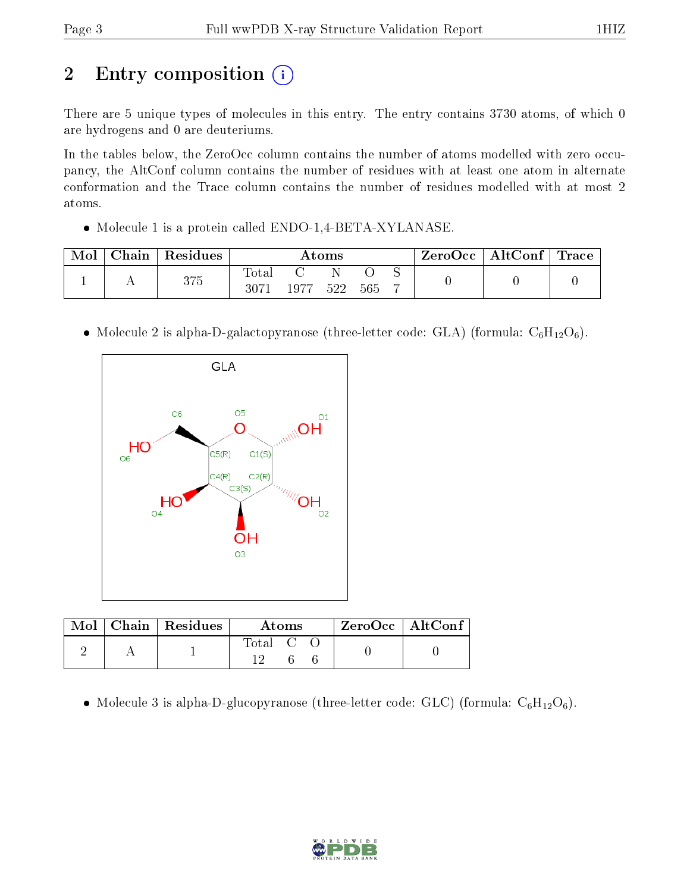# 2 Entry composition

There are 5 unique types of molecules in this entry. The entry contains 3730 atoms, of which 0 are hydrogens and 0 are deuteriums.

In the tables below, the ZeroOcc column contains the number of atoms modelled with zero occupancy, the AltConf column contains the number of residues with at least one atom in alternate conformation and the Trace column contains the number of residues modelled with at most 2 atoms.

- Molecule 1 is a protein called ENDO-1,4-BETA-XYLANASE.

| Mol | Chain | Residues | Atoms | | | | | ZeroOcc | AltConf | Trace |
|---|---|---|---|---|---|---|---|---|---|---|
| 1 | A | 375 | Total 3071 | C 1977 | N 522 | O 565 | S 7 | 0 | 0 | 0 |

- Molecule 2 is alpha-D-galactopyranose (three-letter code: GLA) (formula: $C_6H_{12}O_6$).

| Mol | Chain | Residues | Atoms | | | ZeroOcc | AltConf |
|---|---|---|---|---|---|---|---|
| 2 | A | 1 | Total 12 | C 6 | O 6 | 0 | 0 |

- Molecule 3 is alpha-D-glucopyranose (three-letter code: GLC) (formula: $C_6H_{12}O_6$).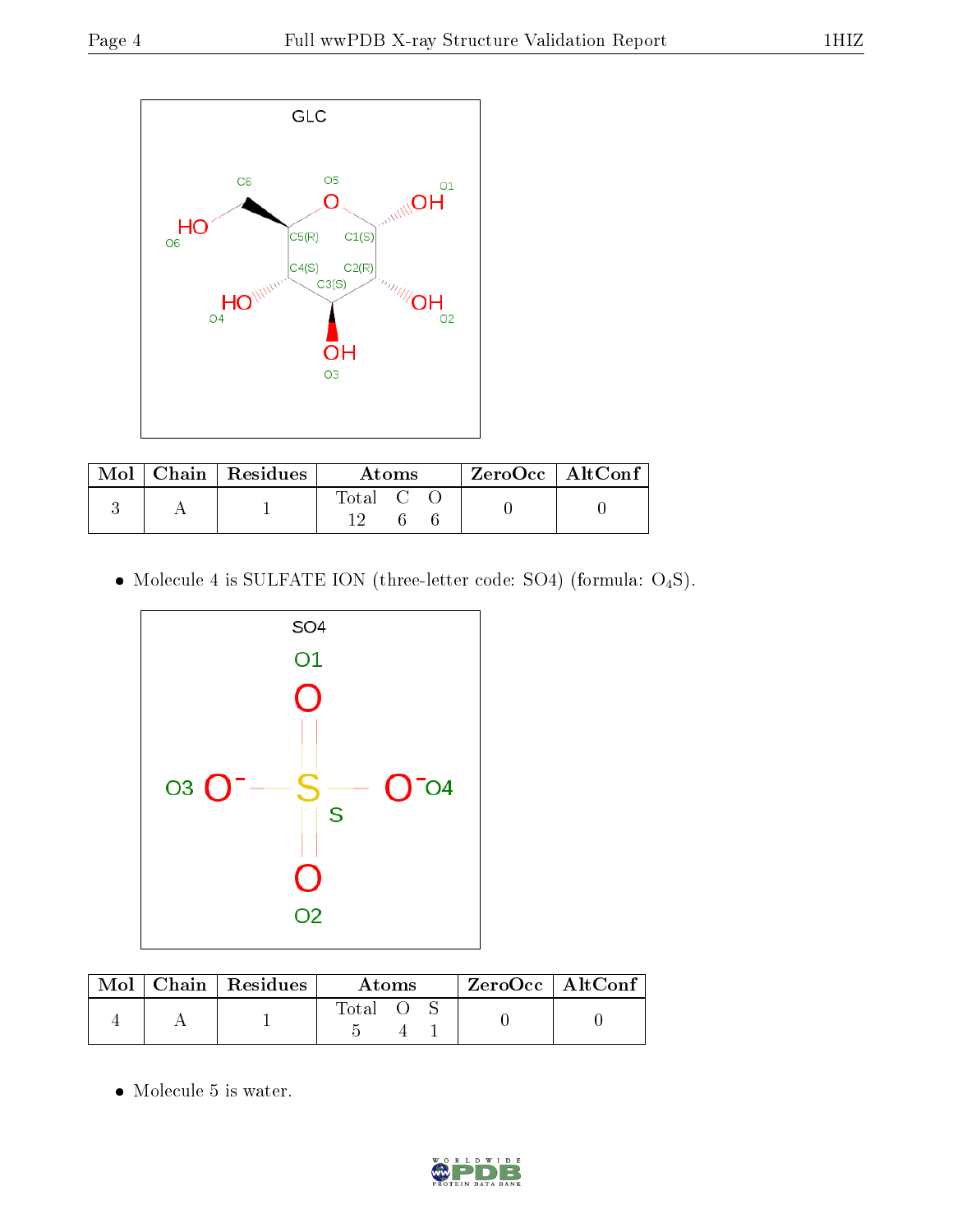| Mol | Chain | Residues | Atoms | | | ZeroOcc | AltConf |
|---|---|---|---|---|---|---|---|
| | | | Total | C | O | | |
| 3 | A | 1 | 12 | 6 | 6 | 0 | 0 |

- Molecule 4 is SULFATE ION (three-letter code: SO4) (formula: $O_4S$).

| Mol | Chain | Residues | Atoms | | | ZeroOcc | AltConf |
|---|---|---|---|---|---|---|---|
| | | | Total | O | S | | |
| 4 | A | 1 | 5 | 4 | 1 | 0 | 0 |

- Molecule 5 is water.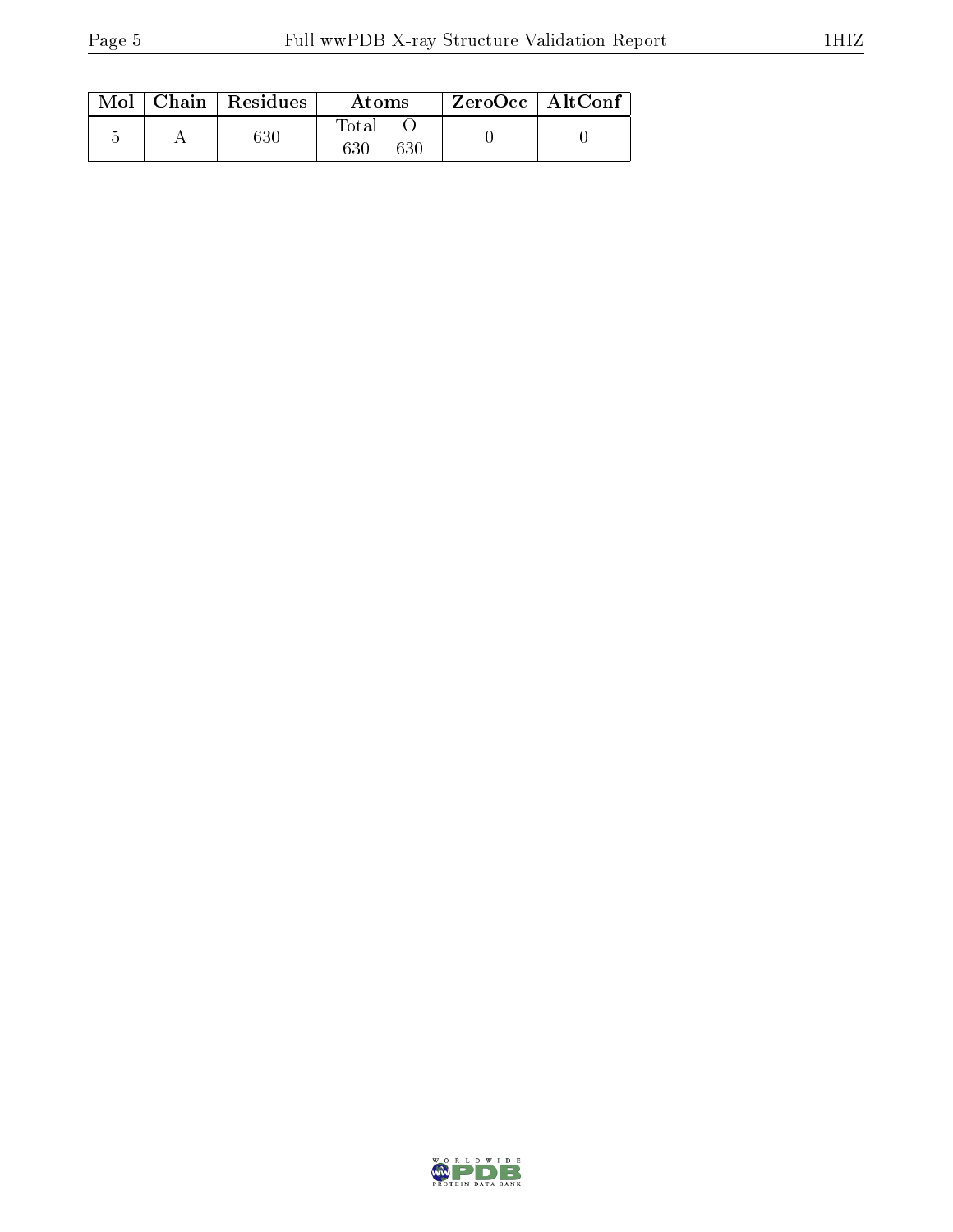| Mol | Chain | Residues | Atoms | | ZeroOcc | AltConf |
|---|---|---|---|---|---|---|
| | | | Total | O | | |
| 5 | A | 630 | 630 | 630 | 0 | 0 |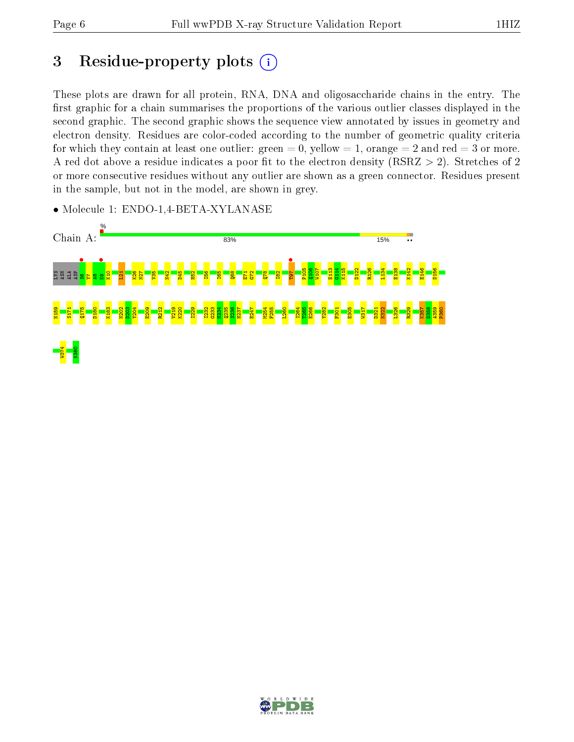# 3 Residue-property plots

These plots are drawn for all protein, RNA, DNA and oligosaccharide chains in the entry. The first graphic for a chain summarises the proportions of the various outlier classes displayed in the second graphic. The second graphic shows the sequence view annotated by issues in geometry and electron density. Residues are color-coded according to the number of geometric quality criteria for which they contain at least one outlier: green = 0, yellow = 1, orange = 2 and red = 3 or more. A red dot above a residue indicates a poor fit to the electron density (RSRZ > 2). Stretches of 2 or more consecutive residues without any outlier are shown as a green connector. Residues present in the sample, but not in the model, are shown in grey.

- Molecule 1: ENDO-1,4-BETA-XYLANASE

Chain A: 83% 15%

LYS ASN ALA ASP S6 Y7 A8 M9 K10 L21 K26 N27 V35 N42 D45 H52 I56 I65 Q68 E71 G72 Q78 I82 T97 P105 Q106 W107 E113 G114 K115 D122 R126 L134 E138 K142 E146 D156

N159 S171 Q175 D180 K183 N202 D203 Y204 E209 R212 V219 K220 I229 I232 G233 H234 Q235 S236 H237 E247 M254 F255 L260 I264 Y265 E266 Y282 F301 E305 W317 D321 N322 L326 R329 K357 D358 A359 F360

W374 K380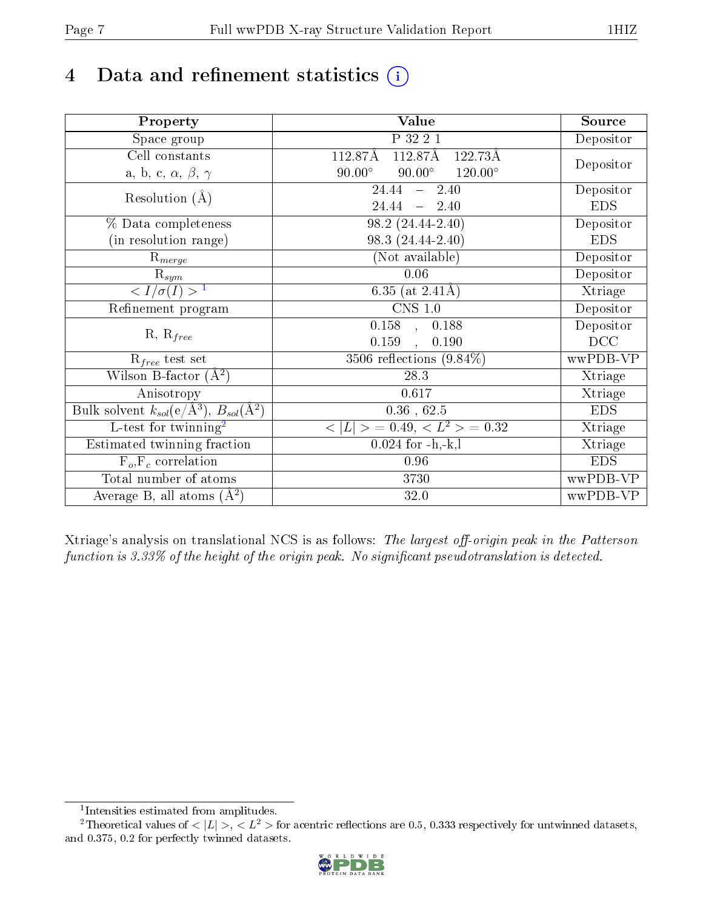# 4 Data and refinement statistics

| Property | Value | Source |
|---|---|---|
| Space group | P 32 2 1 | Depositor |
| Cell constants<br>a, b, c, $\alpha$, $\beta$, $\gamma$ | 112.87Å 112.87Å 122.73Å<br>90.00° 90.00° 120.00° | Depositor |
| Resolution (Å) | 24.44 – 2.40<br>24.44 – 2.40 | Depositor<br>EDS |
| % Data completeness<br>(in resolution range) | 98.2 (24.44-2.40)<br>98.3 (24.44-2.40) | Depositor<br>EDS |
| $R_{merge}$ | (Not available) | Depositor |
| $R_{sym}$ | 0.06 | Depositor |
| $< I/\sigma(I) >$ [1] | 6.35 (at 2.41Å) | Xtriage |
| Refinement program | CNS 1.0 | Depositor |
| R, $R_{free}$ | 0.158 , 0.188<br>0.159 , 0.190 | Depositor<br>DCC |
| $R_{free}$ test set | 3506 reflections (9.84%) | wwPDB-VP |
| Wilson B-factor (Å$^2$) | 28.3 | Xtriage |
| Anisotropy | 0.617 | Xtriage |
| Bulk solvent $k_{sol}$(e/Å$^3$), $B_{sol}$(Å$^2$) | 0.36 , 62.5 | EDS |
| L-test for twinning[2] | $< \vert L \vert >$ = 0.49, $< L^2 >$ = 0.32 | Xtriage |
| Estimated twinning fraction | 0.024 for -h,-k,l | Xtriage |
| $F_o$,$F_c$ correlation | 0.96 | EDS |
| Total number of atoms | 3730 | wwPDB-VP |
| Average B, all atoms (Å$^2$) | 32.0 | wwPDB-VP |

Xtriage's analysis on translational NCS is as follows: *The largest off-origin peak in the Patterson function is 3.33% of the height of the origin peak. No significant pseudotranslation is detected.*

[1] Intensities estimated from amplitudes.

[2] Theoretical values of $< |L| >$, $< L^2 >$ for acentric reflections are 0.5, 0.333 respectively for untwinned datasets, and 0.375, 0.2 for perfectly twinned datasets.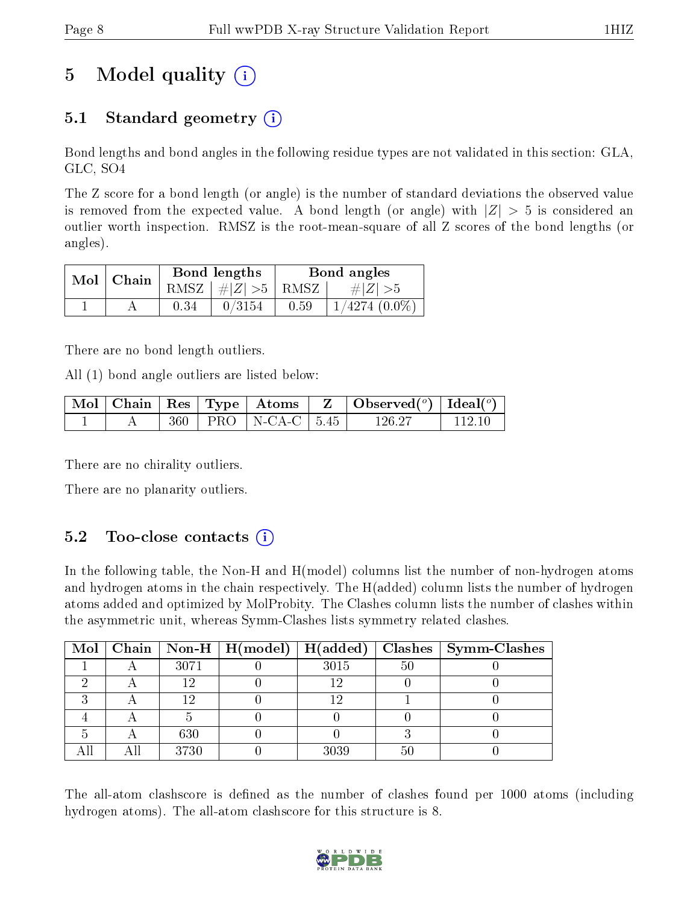# 5 Model quality (i)

## 5.1 Standard geometry (i)

Bond lengths and bond angles in the following residue types are not validated in this section: GLA, GLC, SO4

The Z score for a bond length (or angle) is the number of standard deviations the observed value is removed from the expected value. A bond length (or angle) with $|Z| > 5$ is considered an outlier worth inspection. RMSZ is the root-mean-square of all Z scores of the bond lengths (or angles).

| Mol | Chain | Bond lengths | | Bond angles | |
|---|---|---|---|---|---|
| | | RMSZ | $\#|Z|>5$ | RMSZ | $\#|Z|>5$ |
| 1 | A | 0.34 | 0/3154 | 0.59 | 1/4274 (0.0%) |

There are no bond length outliers.

All (1) bond angle outliers are listed below:

| Mol | Chain | Res | Type | Atoms | Z | Observed(°) | Ideal(°) |
|---|---|---|---|---|---|---|---|
| 1 | A | 360 | PRO | N-CA-C | 5.45 | 126.27 | 112.10 |

There are no chirality outliers.

There are no planarity outliers.

## 5.2 Too-close contacts (i)

In the following table, the Non-H and H(model) columns list the number of non-hydrogen atoms and hydrogen atoms in the chain respectively. The H(added) column lists the number of hydrogen atoms added and optimized by MolProbity. The Clashes column lists the number of clashes within the asymmetric unit, whereas Symm-Clashes lists symmetry related clashes.

| Mol | Chain | Non-H | H(model) | H(added) | Clashes | Symm-Clashes |
|---|---|---|---|---|---|---|
| 1 | A | 3071 | 0 | 3015 | 50 | 0 |
| 2 | A | 12 | 0 | 12 | 0 | 0 |
| 3 | A | 12 | 0 | 12 | 1 | 0 |
| 4 | A | 5 | 0 | 0 | 0 | 0 |
| 5 | A | 630 | 0 | 0 | 3 | 0 |
| All | All | 3730 | 0 | 3039 | 50 | 0 |

The all-atom clashscore is defined as the number of clashes found per 1000 atoms (including hydrogen atoms). The all-atom clashscore for this structure is 8.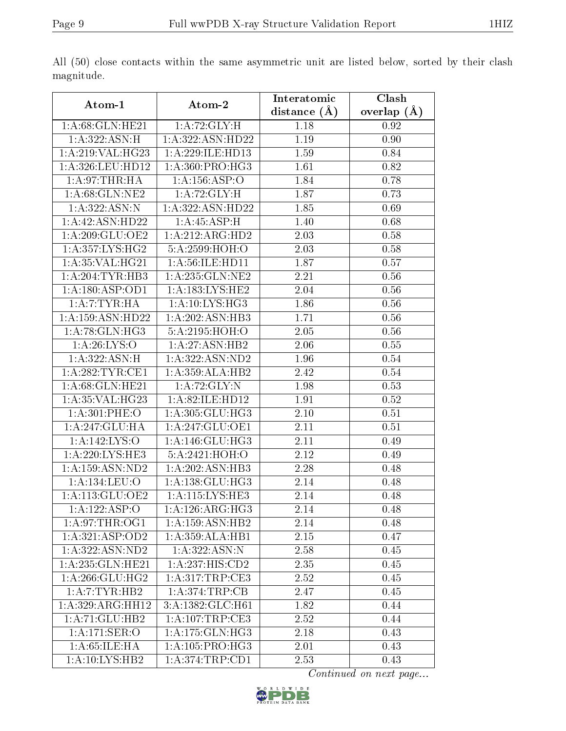All (50) close contacts within the same asymmetric unit are listed below, sorted by their clash magnitude.

| Atom-1 | Atom-2 | Interatomic distance (Å) | Clash overlap (Å) |
|---|---|---|---|
| 1:A:68:GLN:HE21 | 1:A:72:GLY:H | 1.18 | 0.92 |
| 1:A:322:ASN:H | 1:A:322:ASN:HD22 | 1.19 | 0.90 |
| 1:A:219:VAL:HG23 | 1:A:229:ILE:HD13 | 1.59 | 0.84 |
| 1:A:326:LEU:HD12 | 1:A:360:PRO:HG3 | 1.61 | 0.82 |
| 1:A:97:THR:HA | 1:A:156:ASP:O | 1.84 | 0.78 |
| 1:A:68:GLN:NE2 | 1:A:72:GLY:H | 1.87 | 0.73 |
| 1:A:322:ASN:N | 1:A:322:ASN:HD22 | 1.85 | 0.69 |
| 1:A:42:ASN:HD22 | 1:A:45:ASP:H | 1.40 | 0.68 |
| 1:A:209:GLU:OE2 | 1:A:212:ARG:HD2 | 2.03 | 0.58 |
| 1:A:357:LYS:HG2 | 5:A:2599:HOH:O | 2.03 | 0.58 |
| 1:A:35:VAL:HG21 | 1:A:56:ILE:HD11 | 1.87 | 0.57 |
| 1:A:204:TYR:HB3 | 1:A:235:GLN:NE2 | 2.21 | 0.56 |
| 1:A:180:ASP:OD1 | 1:A:183:LYS:HE2 | 2.04 | 0.56 |
| 1:A:7:TYR:HA | 1:A:10:LYS:HG3 | 1.86 | 0.56 |
| 1:A:159:ASN:HD22 | 1:A:202:ASN:HB3 | 1.71 | 0.56 |
| 1:A:78:GLN:HG3 | 5:A:2195:HOH:O | 2.05 | 0.56 |
| 1:A:26:LYS:O | 1:A:27:ASN:HB2 | 2.06 | 0.55 |
| 1:A:322:ASN:H | 1:A:322:ASN:ND2 | 1.96 | 0.54 |
| 1:A:282:TYR:CE1 | 1:A:359:ALA:HB2 | 2.42 | 0.54 |
| 1:A:68:GLN:HE21 | 1:A:72:GLY:N | 1.98 | 0.53 |
| 1:A:35:VAL:HG23 | 1:A:82:ILE:HD12 | 1.91 | 0.52 |
| 1:A:301:PHE:O | 1:A:305:GLU:HG3 | 2.10 | 0.51 |
| 1:A:247:GLU:HA | 1:A:247:GLU:OE1 | 2.11 | 0.51 |
| 1:A:142:LYS:O | 1:A:146:GLU:HG3 | 2.11 | 0.49 |
| 1:A:220:LYS:HE3 | 5:A:2421:HOH:O | 2.12 | 0.49 |
| 1:A:159:ASN:ND2 | 1:A:202:ASN:HB3 | 2.28 | 0.48 |
| 1:A:134:LEU:O | 1:A:138:GLU:HG3 | 2.14 | 0.48 |
| 1:A:113:GLU:OE2 | 1:A:115:LYS:HE3 | 2.14 | 0.48 |
| 1:A:122:ASP:O | 1:A:126:ARG:HG3 | 2.14 | 0.48 |
| 1:A:97:THR:OG1 | 1:A:159:ASN:HB2 | 2.14 | 0.48 |
| 1:A:321:ASP:OD2 | 1:A:359:ALA:HB1 | 2.15 | 0.47 |
| 1:A:322:ASN:ND2 | 1:A:322:ASN:N | 2.58 | 0.45 |
| 1:A:235:GLN:HE21 | 1:A:237:HIS:CD2 | 2.35 | 0.45 |
| 1:A:266:GLU:HG2 | 1:A:317:TRP:CE3 | 2.52 | 0.45 |
| 1:A:7:TYR:HB2 | 1:A:374:TRP:CB | 2.47 | 0.45 |
| 1:A:329:ARG:HH12 | 3:A:1382:GLC:H61 | 1.82 | 0.44 |
| 1:A:71:GLU:HB2 | 1:A:107:TRP:CE3 | 2.52 | 0.44 |
| 1:A:171:SER:O | 1:A:175:GLN:HG3 | 2.18 | 0.43 |
| 1:A:65:ILE:HA | 1:A:105:PRO:HG3 | 2.01 | 0.43 |
| 1:A:10:LYS:HB2 | 1:A:374:TRP:CD1 | 2.53 | 0.43 |

*Continued on next page...*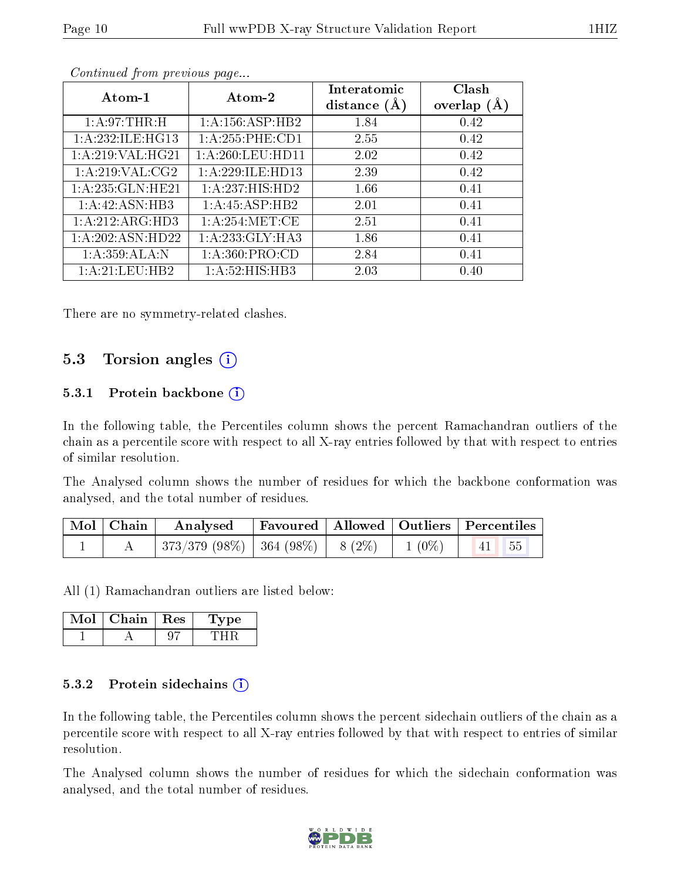*Continued from previous page...*

| Atom-1 | Atom-2 | Interatomic distance (Å) | Clash overlap (Å) |
|---|---|---|---|
| 1:A:97:THR:H | 1:A:156:ASP:HB2 | 1.84 | 0.42 |
| 1:A:232:ILE:HG13 | 1:A:255:PHE:CD1 | 2.55 | 0.42 |
| 1:A:219:VAL:HG21 | 1:A:260:LEU:HD11 | 2.02 | 0.42 |
| 1:A:219:VAL:CG2 | 1:A:229:ILE:HD13 | 2.39 | 0.42 |
| 1:A:235:GLN:HE21 | 1:A:237:HIS:HD2 | 1.66 | 0.41 |
| 1:A:42:ASN:HB3 | 1:A:45:ASP:HB2 | 2.01 | 0.41 |
| 1:A:212:ARG:HD3 | 1:A:254:MET:CE | 2.51 | 0.41 |
| 1:A:202:ASN:HD22 | 1:A:233:GLY:HA3 | 1.86 | 0.41 |
| 1:A:359:ALA:N | 1:A:360:PRO:CD | 2.84 | 0.41 |
| 1:A:21:LEU:HB2 | 1:A:52:HIS:HB3 | 2.03 | 0.40 |

There are no symmetry-related clashes.

## 5.3 Torsion angles

### 5.3.1 Protein backbone

In the following table, the Percentiles column shows the percent Ramachandran outliers of the chain as a percentile score with respect to all X-ray entries followed by that with respect to entries of similar resolution.

The Analysed column shows the number of residues for which the backbone conformation was analysed, and the total number of residues.

| Mol | Chain | Analysed | Favoured | Allowed | Outliers | Percentiles | |
|---|---|---|---|---|---|---|---|
| 1 | A | 373/379 (98%) | 364 (98%) | 8 (2%) | 1 (0%) | 41 | 55 |

All (1) Ramachandran outliers are listed below:

| Mol | Chain | Res | Type |
|---|---|---|---|
| 1 | A | 97 | THR |

### 5.3.2 Protein sidechains

In the following table, the Percentiles column shows the percent sidechain outliers of the chain as a percentile score with respect to all X-ray entries followed by that with respect to entries of similar resolution.

The Analysed column shows the number of residues for which the sidechain conformation was analysed, and the total number of residues.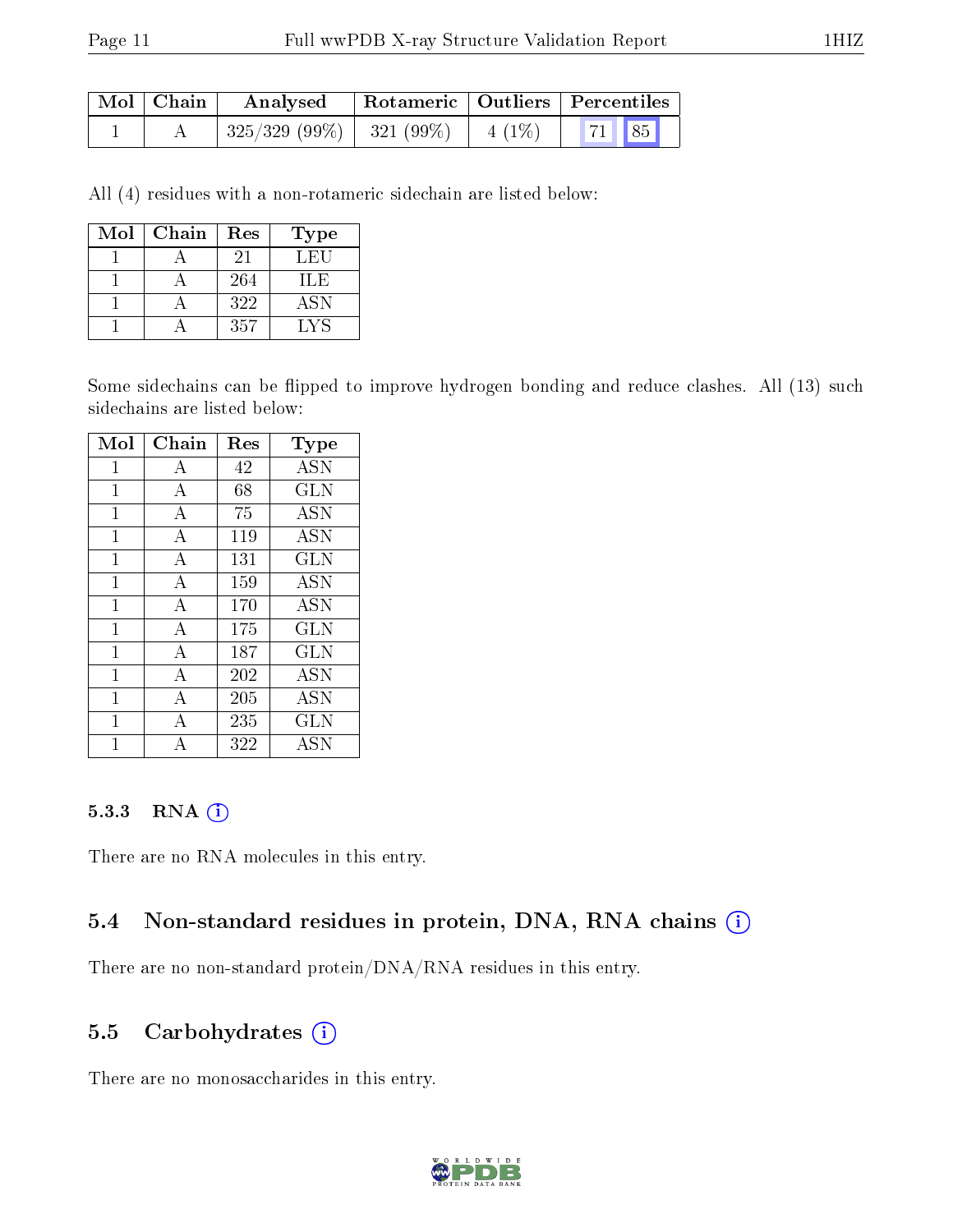| Mol | Chain | Analysed | Rotameric | Outliers | Percentiles | |
|---|---|---|---|---|---|---|
| 1 | A | 325/329 (99%) | 321 (99%) | 4 (1%) | 71 | 85 |

All (4) residues with a non-rotameric sidechain are listed below:

| Mol | Chain | Res | Type |
|---|---|---|---|
| 1 | A | 21 | LEU |
| 1 | A | 264 | ILE |
| 1 | A | 322 | ASN |
| 1 | A | 357 | LYS |

Some sidechains can be flipped to improve hydrogen bonding and reduce clashes. All (13) such sidechains are listed below:

| Mol | Chain | Res | Type |
|---|---|---|---|
| 1 | A | 42 | ASN |
| 1 | A | 68 | GLN |
| 1 | A | 75 | ASN |
| 1 | A | 119 | ASN |
| 1 | A | 131 | GLN |
| 1 | A | 159 | ASN |
| 1 | A | 170 | ASN |
| 1 | A | 175 | GLN |
| 1 | A | 187 | GLN |
| 1 | A | 202 | ASN |
| 1 | A | 205 | ASN |
| 1 | A | 235 | GLN |
| 1 | A | 322 | ASN |

#### 5.3.3 RNA (i)

There are no RNA molecules in this entry.

### 5.4 Non-standard residues in protein, DNA, RNA chains (i)

There are no non-standard protein/DNA/RNA residues in this entry.

### 5.5 Carbohydrates (i)

There are no monosaccharides in this entry.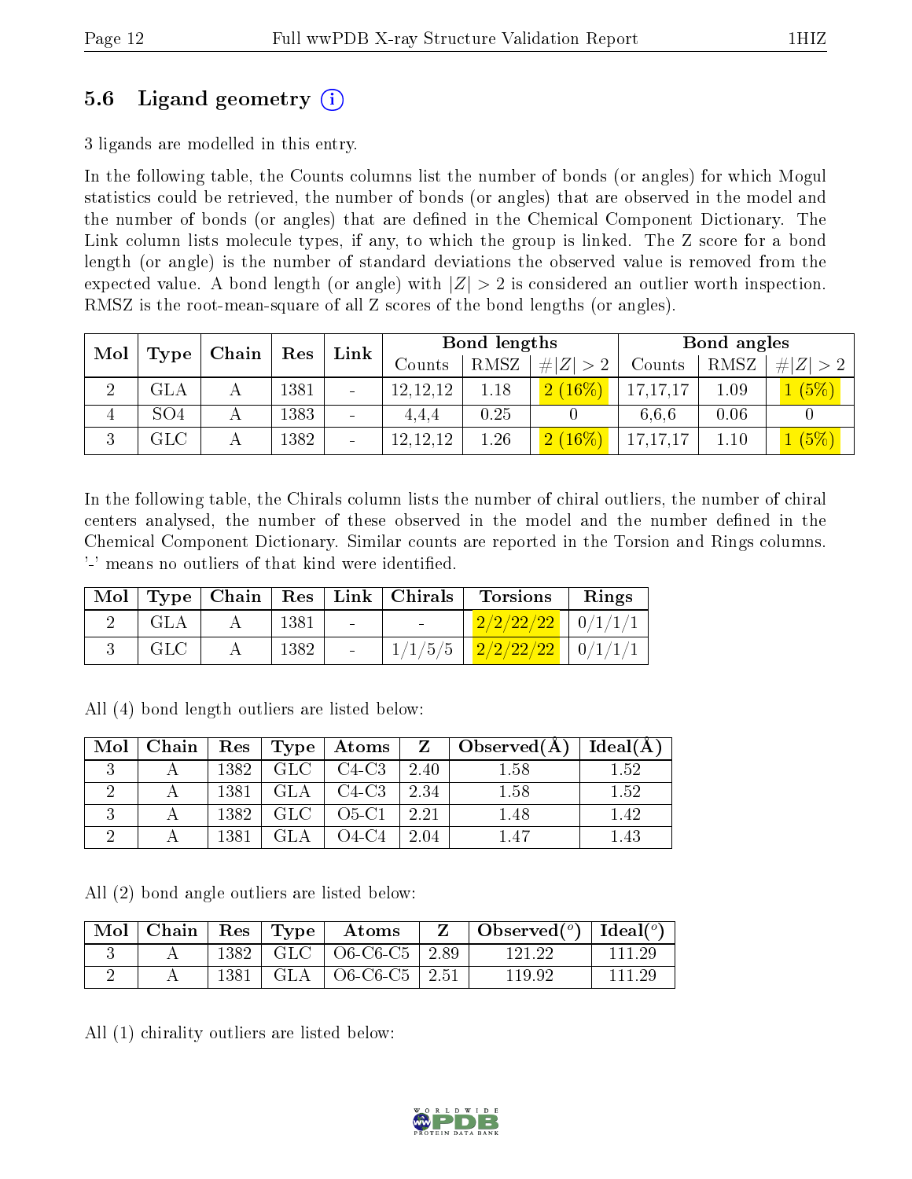## 5.6 Ligand geometry (i)

3 ligands are modelled in this entry.

In the following table, the Counts columns list the number of bonds (or angles) for which Mogul statistics could be retrieved, the number of bonds (or angles) that are observed in the model and the number of bonds (or angles) that are defined in the Chemical Component Dictionary. The Link column lists molecule types, if any, to which the group is linked. The Z score for a bond length (or angle) is the number of standard deviations the observed value is removed from the expected value. A bond length (or angle) with $|Z| > 2$ is considered an outlier worth inspection. RMSZ is the root-mean-square of all Z scores of the bond lengths (or angles).

| Mol | Type | Chain | Res | Link | Bond lengths | | | Bond angles | | |
|---|---|---|---|---|---|---|---|---|---|---|
| | | | | | Counts | RMSZ | $\#\|Z\| > 2$ | Counts | RMSZ | $\#\|Z\| > 2$ |
| 2 | GLA | A | 1381 | - | 12,12,12 | 1.18 | 2 (16%) | 17,17,17 | 1.09 | 1 (5%) |
| 4 | SO4 | A | 1383 | - | 4,4,4 | 0.25 | 0 | 6,6,6 | 0.06 | 0 |
| 3 | GLC | A | 1382 | - | 12,12,12 | 1.26 | 2 (16%) | 17,17,17 | 1.10 | 1 (5%) |

In the following table, the Chirals column lists the number of chiral outliers, the number of chiral centers analysed, the number of these observed in the model and the number defined in the Chemical Component Dictionary. Similar counts are reported in the Torsion and Rings columns. '-' means no outliers of that kind were identified.

| Mol | Type | Chain | Res | Link | Chirals | Torsions | Rings |
|---|---|---|---|---|---|---|---|
| 2 | GLA | A | 1381 | - | - | 2/2/22/22 | 0/1/1/1 |
| 3 | GLC | A | 1382 | - | 1/1/5/5 | 2/2/22/22 | 0/1/1/1 |

All (4) bond length outliers are listed below:

| Mol | Chain | Res | Type | Atoms | Z | Observed(Å) | Ideal(Å) |
|---|---|---|---|---|---|---|---|
| 3 | A | 1382 | GLC | C4-C3 | 2.40 | 1.58 | 1.52 |
| 2 | A | 1381 | GLA | C4-C3 | 2.34 | 1.58 | 1.52 |
| 3 | A | 1382 | GLC | O5-C1 | 2.21 | 1.48 | 1.42 |
| 2 | A | 1381 | GLA | O4-C4 | 2.04 | 1.47 | 1.43 |

All (2) bond angle outliers are listed below:

| Mol | Chain | Res | Type | Atoms | Z | Observed($^o$) | Ideal($^o$) |
|---|---|---|---|---|---|---|---|
| 3 | A | 1382 | GLC | O6-C6-C5 | 2.89 | 121.22 | 111.29 |
| 2 | A | 1381 | GLA | O6-C6-C5 | 2.51 | 119.92 | 111.29 |

All (1) chirality outliers are listed below: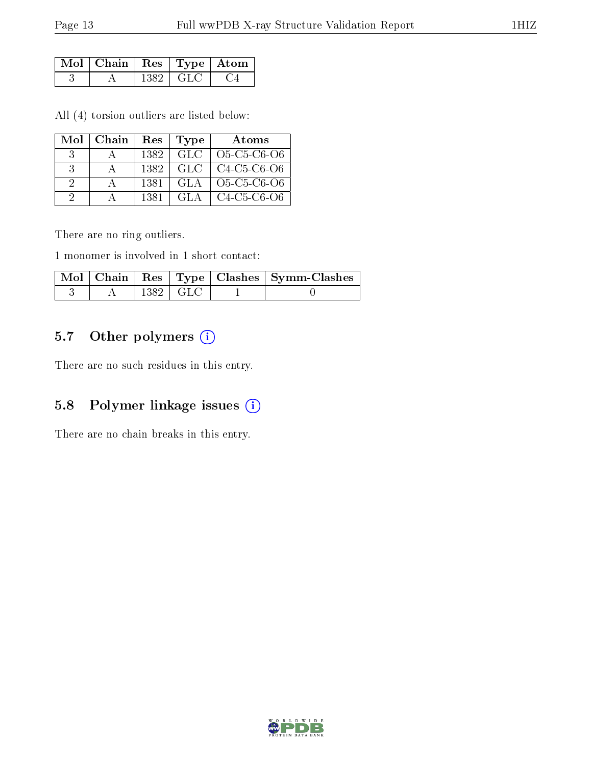| Mol | Chain | Res | Type | Atom |
|---|---|---|---|---|
| 3 | A | 1382 | GLC | C4 |

All (4) torsion outliers are listed below:

| Mol | Chain | Res | Type | Atoms |
|---|---|---|---|---|
| 3 | A | 1382 | GLC | O5-C5-C6-O6 |
| 3 | A | 1382 | GLC | C4-C5-C6-O6 |
| 2 | A | 1381 | GLA | O5-C5-C6-O6 |
| 2 | A | 1381 | GLA | C4-C5-C6-O6 |

There are no ring outliers.

1 monomer is involved in 1 short contact:

| Mol | Chain | Res | Type | Clashes | Symm-Clashes |
|---|---|---|---|---|---|
| 3 | A | 1382 | GLC | 1 | 0 |

### 5.7 Other polymers

There are no such residues in this entry.

### 5.8 Polymer linkage issues

There are no chain breaks in this entry.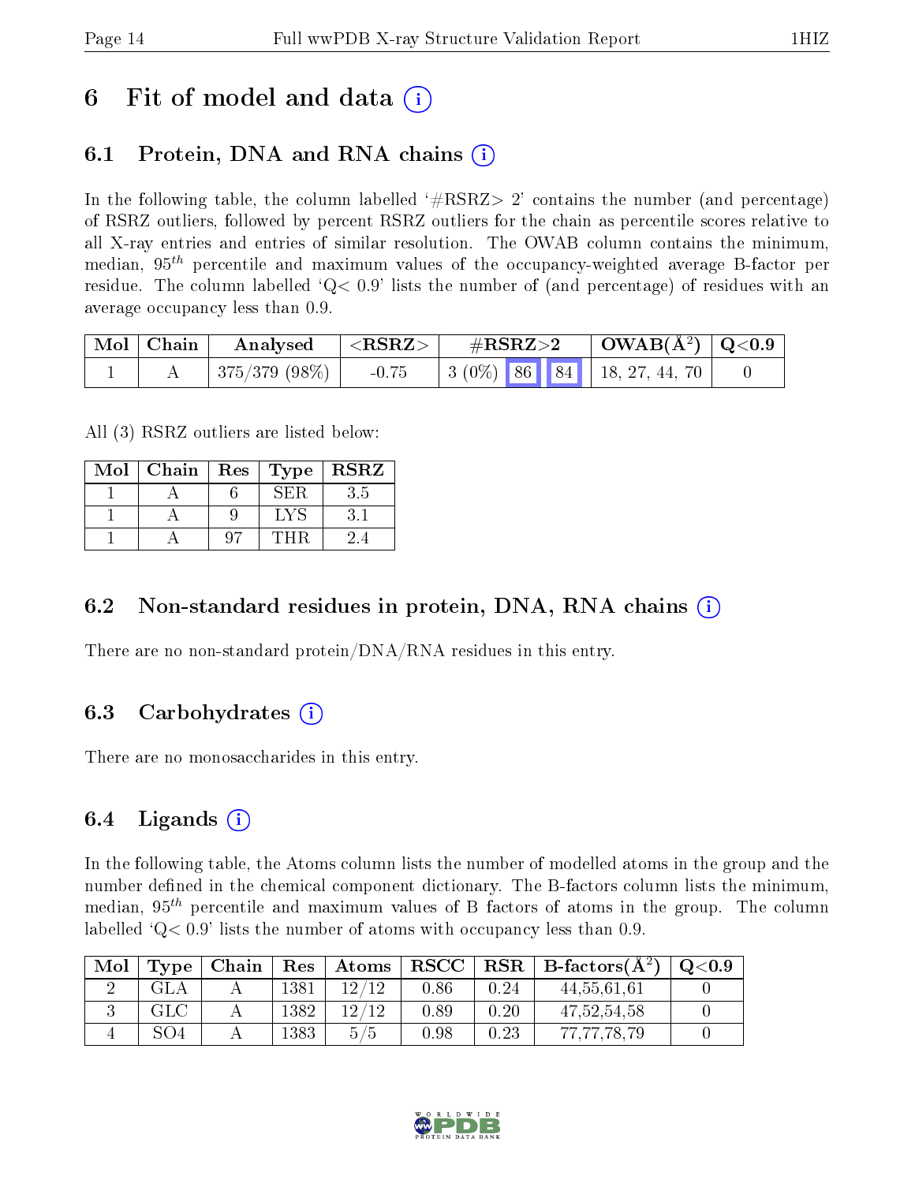# 6 Fit of model and data (i)

## 6.1 Protein, DNA and RNA chains (i)

In the following table, the column labelled '#RSRZ> 2' contains the number (and percentage) of RSRZ outliers, followed by percent RSRZ outliers for the chain as percentile scores relative to all X-ray entries and entries of similar resolution. The OWAB column contains the minimum, median, $95^{th}$ percentile and maximum values of the occupancy-weighted average B-factor per residue. The column labelled 'Q< 0.9' lists the number of (and percentage) of residues with an average occupancy less than 0.9.

| Mol | Chain | Analysed | <RSRZ> | #RSRZ>2 | | | OWAB(Å$^2$) | Q<0.9 |
|---|---|---|---|---|---|---|---|---|
| 1 | A | 375/379 (98%) | -0.75 | 3 (0%) | 86 | 84 | 18, 27, 44, 70 | 0 |

All (3) RSRZ outliers are listed below:

| Mol | Chain | Res | Type | RSRZ |
|---|---|---|---|---|
| 1 | A | 6 | SER | 3.5 |
| 1 | A | 9 | LYS | 3.1 |
| 1 | A | 97 | THR | 2.4 |

## 6.2 Non-standard residues in protein, DNA, RNA chains (i)

There are no non-standard protein/DNA/RNA residues in this entry.

## 6.3 Carbohydrates (i)

There are no monosaccharides in this entry.

## 6.4 Ligands (i)

In the following table, the Atoms column lists the number of modelled atoms in the group and the number defined in the chemical component dictionary. The B-factors column lists the minimum, median, $95^{th}$ percentile and maximum values of B factors of atoms in the group. The column labelled 'Q< 0.9' lists the number of atoms with occupancy less than 0.9.

| Mol | Type | Chain | Res | Atoms | RSCC | RSR | B-factors(Å$^2$) | Q<0.9 |
|---|---|---|---|---|---|---|---|---|
| 2 | GLA | A | 1381 | 12/12 | 0.86 | 0.24 | 44,55,61,61 | 0 |
| 3 | GLC | A | 1382 | 12/12 | 0.89 | 0.20 | 47,52,54,58 | 0 |
| 4 | SO4 | A | 1383 | 5/5 | 0.98 | 0.23 | 77,77,78,79 | 0 |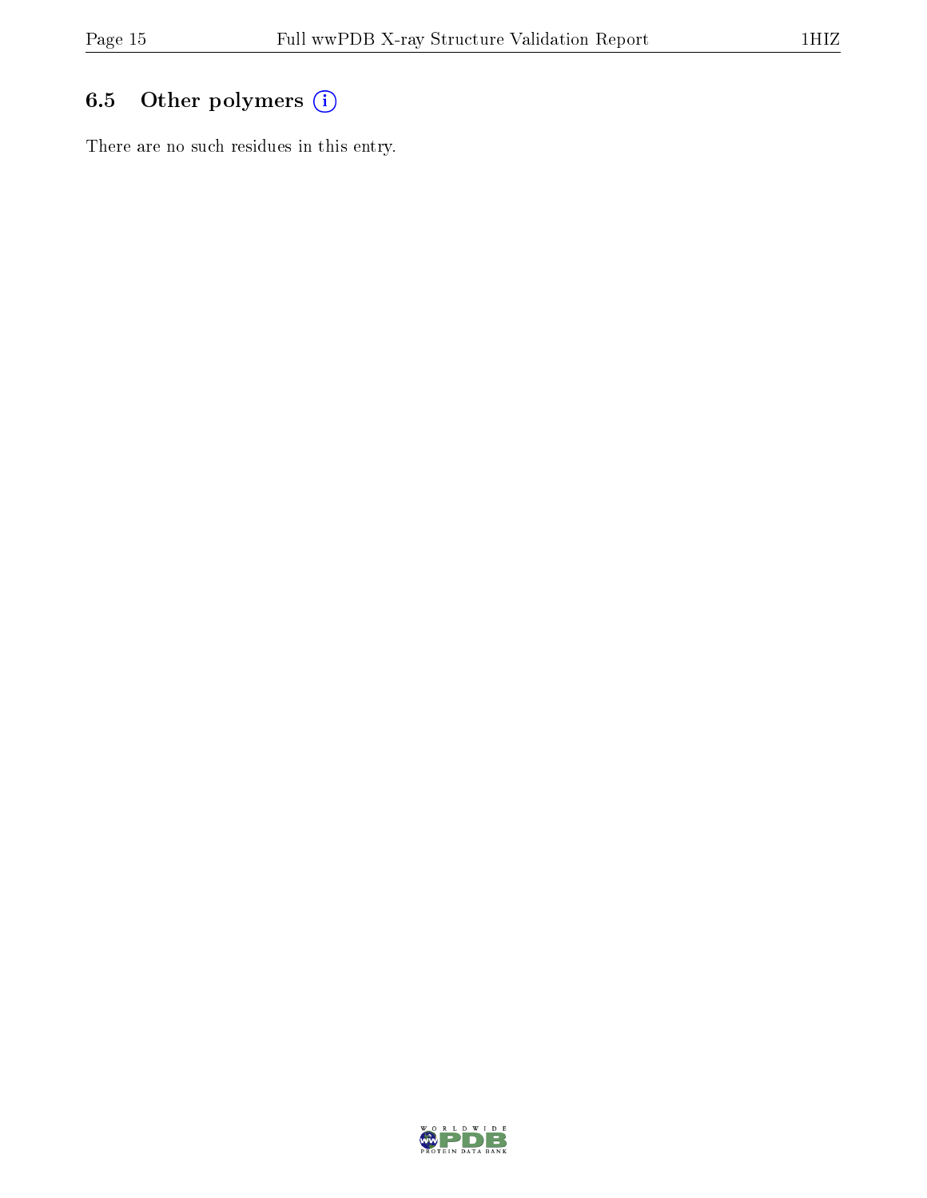## 6.5 Other polymers

There are no such residues in this entry.